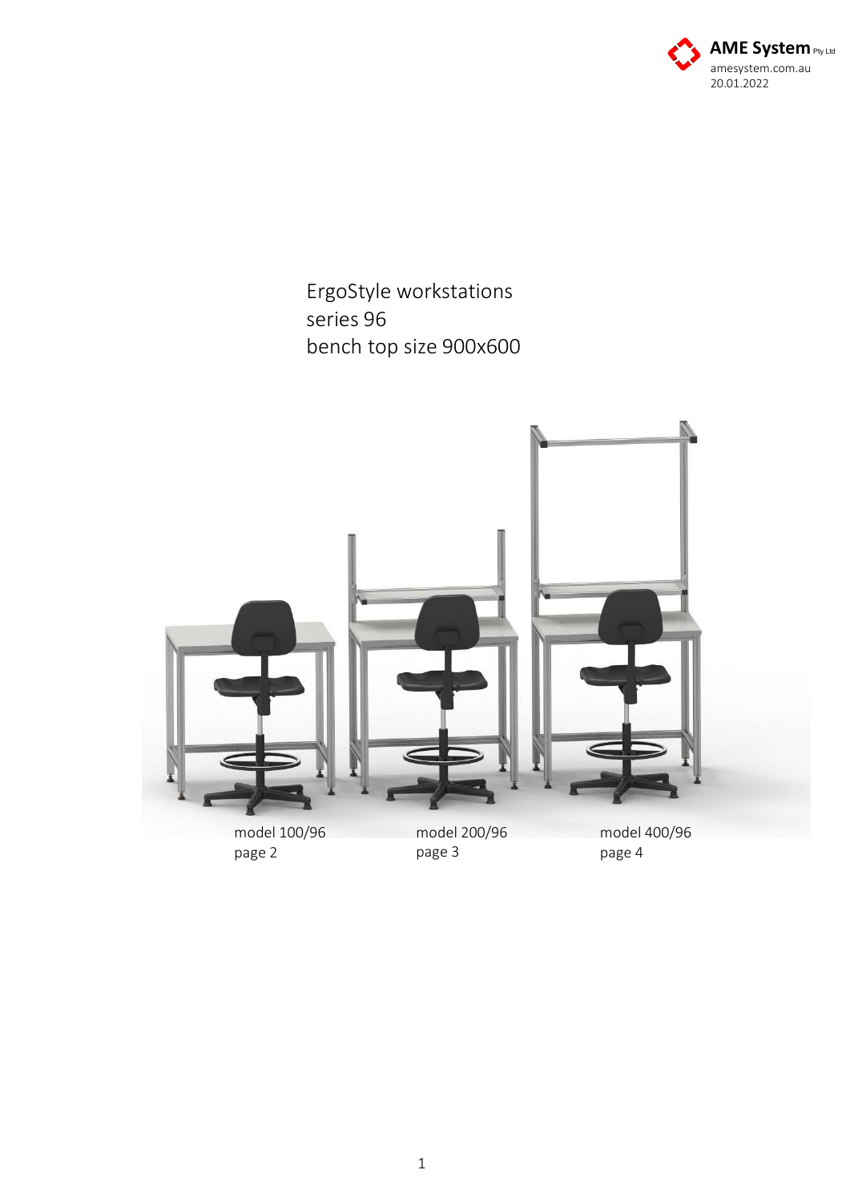**AME System** Pty Ltd
amesystem.com.au
20.01.2022

# ErgoStyle workstations
# series 96
# bench top size 900x600

model 100/96
page 2

model 200/96
page 3

model 400/96
page 4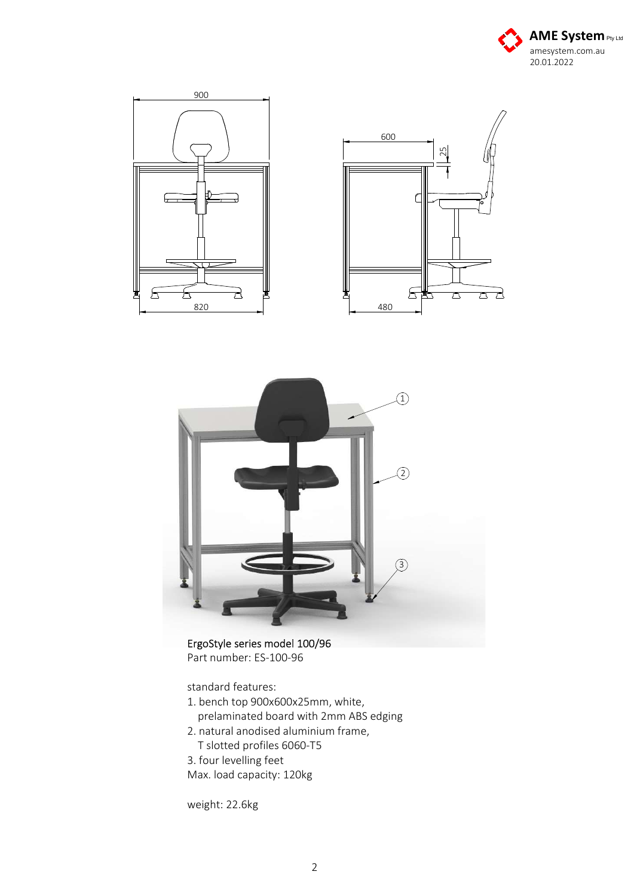ErgoStyle series model 100/96
Part number: ES-100-96

standard features:

1. bench top 900x600x25mm, white, prelaminated board with 2mm ABS edging
2. natural anodised aluminium frame, T slotted profiles 6060-T5
3. four levelling feet

Max. load capacity: 120kg

weight: 22.6kg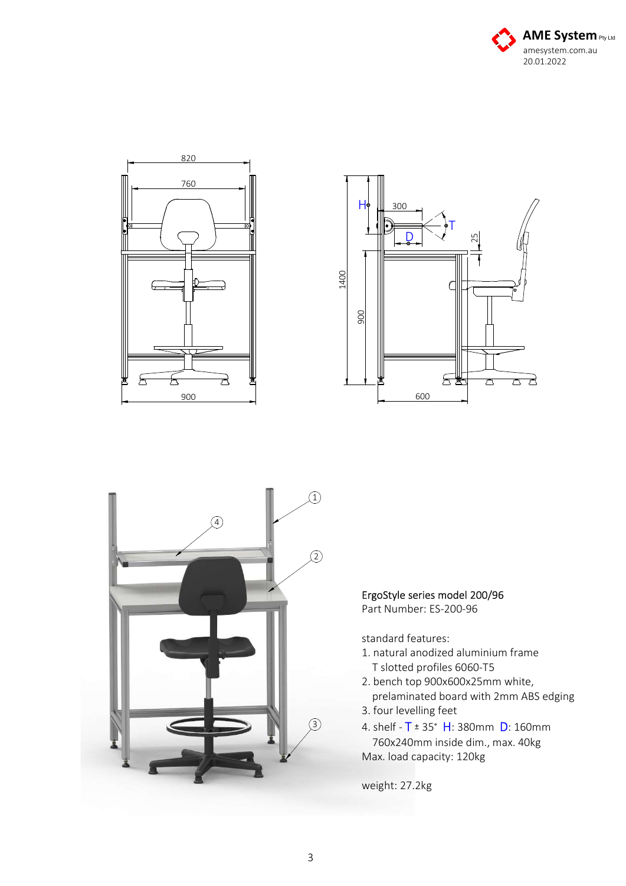ErgoStyle series model 200/96
Part Number: ES-200-96

standard features:

1. natural anodized aluminium frame
   T slotted profiles 6060-T5
2. bench top 900x600x25mm white,
   prelaminated board with 2mm ABS edging
3. four levelling feet
4. shelf - T ± 35° H: 380mm D: 160mm
   760x240mm inside dim., max. 40kg

Max. load capacity: 120kg

weight: 27.2kg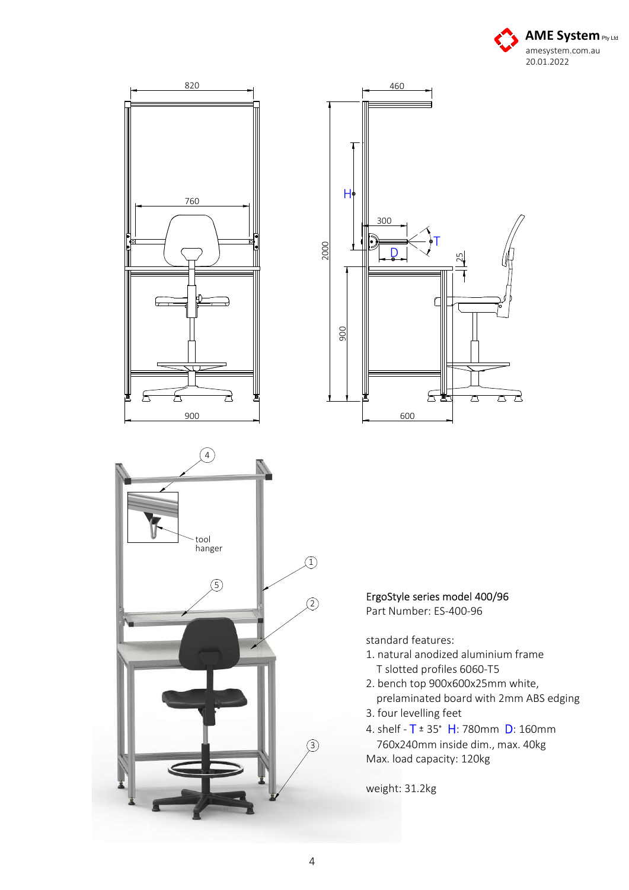AME System Pty Ltd
amesystem.com.au
20.01.2022

820

760

460

H

300

T

D

25

2000

900

900

600

4

tool hanger

1

5

2

3

ErgoStyle series model 400/96
Part Number: ES-400-96

standard features:

1. natural anodized aluminium frame
   T slotted profiles 6060-T5
2. bench top 900x600x25mm white,
   prelaminated board with 2mm ABS edging
3. four levelling feet
4. shelf - T ± 35° H: 780mm D: 160mm
   760x240mm inside dim., max. 40kg

Max. load capacity: 120kg

weight: 31.2kg